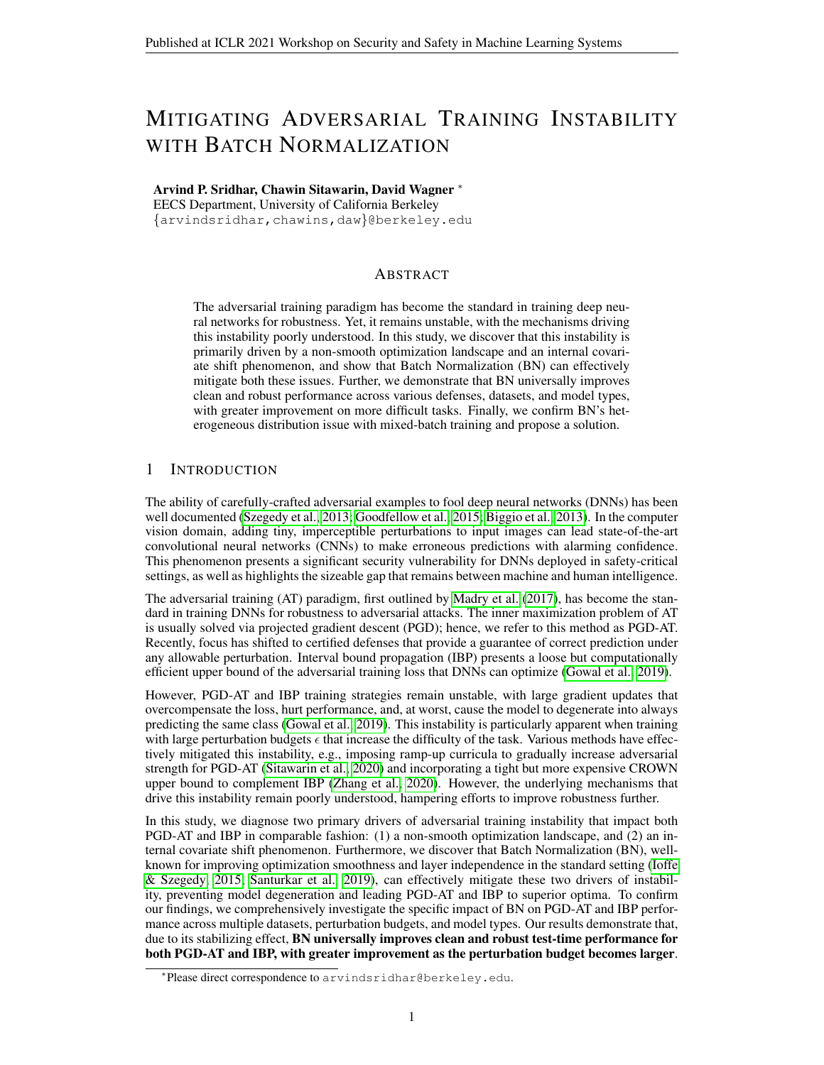# Mitigating Adversarial Training Instability with Batch Normalization

**Arvind P. Sridhar, Chawin Sitawarin, David Wagner** [*]
EECS Department, University of California Berkeley
{arvindsridhar,chawins,daw}@berkeley.edu

## Abstract

The adversarial training paradigm has become the standard in training deep neural networks for robustness. Yet, it remains unstable, with the mechanisms driving this instability poorly understood. In this study, we discover that this instability is primarily driven by a non-smooth optimization landscape and an internal covariate shift phenomenon, and show that Batch Normalization (BN) can effectively mitigate both these issues. Further, we demonstrate that BN universally improves clean and robust performance across various defenses, datasets, and model types, with greater improvement on more difficult tasks. Finally, we confirm BN's heterogeneous distribution issue with mixed-batch training and propose a solution.

## 1 Introduction

The ability of carefully-crafted adversarial examples to fool deep neural networks (DNNs) has been well documented (Szegedy et al., 2013; Goodfellow et al., 2015; Biggio et al., 2013). In the computer vision domain, adding tiny, imperceptible perturbations to input images can lead state-of-the-art convolutional neural networks (CNNs) to make erroneous predictions with alarming confidence. This phenomenon presents a significant security vulnerability for DNNs deployed in safety-critical settings, as well as highlights the sizeable gap that remains between machine and human intelligence.

The adversarial training (AT) paradigm, first outlined by Madry et al. (2017), has become the standard in training DNNs for robustness to adversarial attacks. The inner maximization problem of AT is usually solved via projected gradient descent (PGD); hence, we refer to this method as PGD-AT. Recently, focus has shifted to certified defenses that provide a guarantee of correct prediction under any allowable perturbation. Interval bound propagation (IBP) presents a loose but computationally efficient upper bound of the adversarial training loss that DNNs can optimize (Gowal et al., 2019).

However, PGD-AT and IBP training strategies remain unstable, with large gradient updates that overcompensate the loss, hurt performance, and, at worst, cause the model to degenerate into always predicting the same class (Gowal et al., 2019). This instability is particularly apparent when training with large perturbation budgets $\epsilon$ that increase the difficulty of the task. Various methods have effectively mitigated this instability, e.g., imposing ramp-up curricula to gradually increase adversarial strength for PGD-AT (Sitawarin et al., 2020) and incorporating a tight but more expensive CROWN upper bound to complement IBP (Zhang et al., 2020). However, the underlying mechanisms that drive this instability remain poorly understood, hampering efforts to improve robustness further.

In this study, we diagnose two primary drivers of adversarial training instability that impact both PGD-AT and IBP in comparable fashion: (1) a non-smooth optimization landscape, and (2) an internal covariate shift phenomenon. Furthermore, we discover that Batch Normalization (BN), well-known for improving optimization smoothness and layer independence in the standard setting (Ioffe & Szegedy, 2015; Santurkar et al., 2019), can effectively mitigate these two drivers of instability, preventing model degeneration and leading PGD-AT and IBP to superior optima. To confirm our findings, we comprehensively investigate the specific impact of BN on PGD-AT and IBP performance across multiple datasets, perturbation budgets, and model types. Our results demonstrate that, due to its stabilizing effect, **BN universally improves clean and robust test-time performance for both PGD-AT and IBP, with greater improvement as the perturbation budget becomes larger**.

[*] Please direct correspondence to arvindsridhar@berkeley.edu.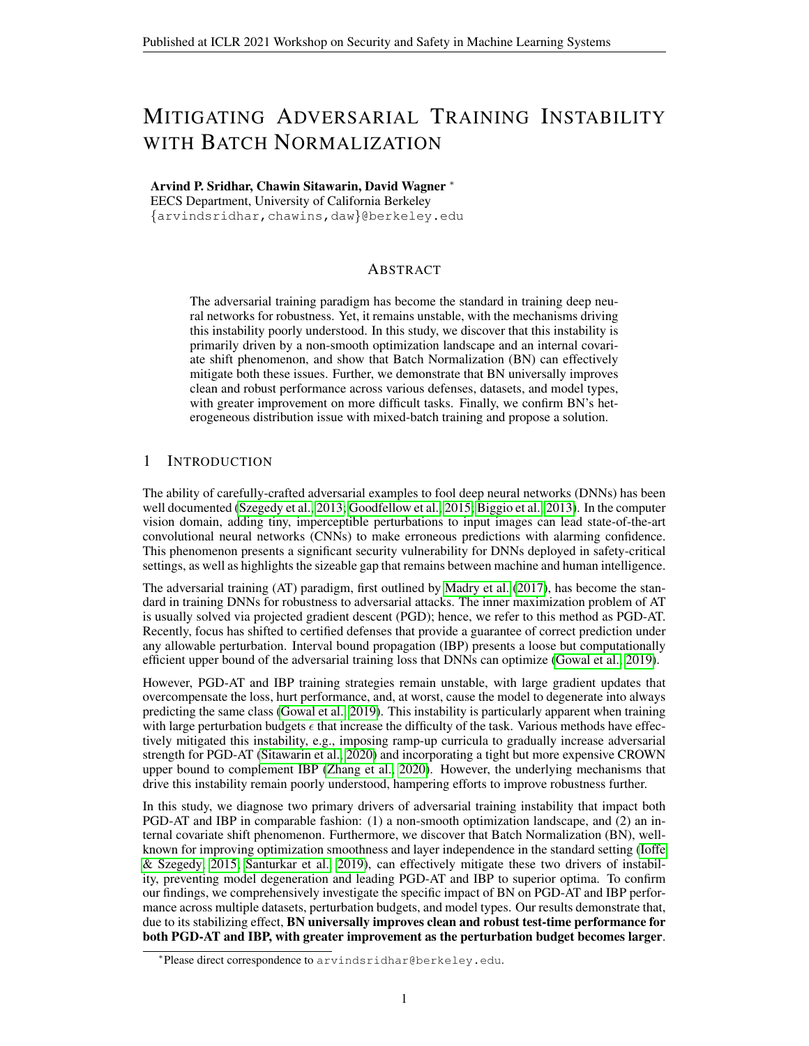# MITIGATING ADVERSARIAL TRAINING INSTABILITY WITH BATCH NORMALIZATION

**Arvind P. Sridhar, Chawin Sitawarin, David Wagner** *

EECS Department, University of California Berkeley

{arvindsridhar,chawins,daw}@berkeley.edu

## ABSTRACT

The adversarial training paradigm has become the standard in training deep neural networks for robustness. Yet, it remains unstable, with the mechanisms driving this instability poorly understood. In this study, we discover that this instability is primarily driven by a non-smooth optimization landscape and an internal covariate shift phenomenon, and show that Batch Normalization (BN) can effectively mitigate both these issues. Further, we demonstrate that BN universally improves clean and robust performance across various defenses, datasets, and model types, with greater improvement on more difficult tasks. Finally, we confirm BN's heterogeneous distribution issue with mixed-batch training and propose a solution.

## 1 INTRODUCTION

The ability of carefully-crafted adversarial examples to fool deep neural networks (DNNs) has been well documented (Szegedy et al., 2013; Goodfellow et al., 2015; Biggio et al., 2013). In the computer vision domain, adding tiny, imperceptible perturbations to input images can lead state-of-the-art convolutional neural networks (CNNs) to make erroneous predictions with alarming confidence. This phenomenon presents a significant security vulnerability for DNNs deployed in safety-critical settings, as well as highlights the sizeable gap that remains between machine and human intelligence.

The adversarial training (AT) paradigm, first outlined by Madry et al. (2017), has become the standard in training DNNs for robustness to adversarial attacks. The inner maximization problem of AT is usually solved via projected gradient descent (PGD); hence, we refer to this method as PGD-AT. Recently, focus has shifted to certified defenses that provide a guarantee of correct prediction under any allowable perturbation. Interval bound propagation (IBP) presents a loose but computationally efficient upper bound of the adversarial training loss that DNNs can optimize (Gowal et al., 2019).

However, PGD-AT and IBP training strategies remain unstable, with large gradient updates that overcompensate the loss, hurt performance, and, at worst, cause the model to degenerate into always predicting the same class (Gowal et al., 2019). This instability is particularly apparent when training with large perturbation budgets $\epsilon$ that increase the difficulty of the task. Various methods have effectively mitigated this instability, e.g., imposing ramp-up curricula to gradually increase adversarial strength for PGD-AT (Sitawarin et al., 2020) and incorporating a tight but more expensive CROWN upper bound to complement IBP (Zhang et al., 2020). However, the underlying mechanisms that drive this instability remain poorly understood, hampering efforts to improve robustness further.

In this study, we diagnose two primary drivers of adversarial training instability that impact both PGD-AT and IBP in comparable fashion: (1) a non-smooth optimization landscape, and (2) an internal covariate shift phenomenon. Furthermore, we discover that Batch Normalization (BN), well-known for improving optimization smoothness and layer independence in the standard setting (Ioffe & Szegedy, 2015; Santurkar et al., 2019), can effectively mitigate these two drivers of instability, preventing model degeneration and leading PGD-AT and IBP to superior optima. To confirm our findings, we comprehensively investigate the specific impact of BN on PGD-AT and IBP performance across multiple datasets, perturbation budgets, and model types. Our results demonstrate that, due to its stabilizing effect, **BN universally improves clean and robust test-time performance for both PGD-AT and IBP, with greater improvement as the perturbation budget becomes larger**.

*Please direct correspondence to arvindsridhar@berkeley.edu.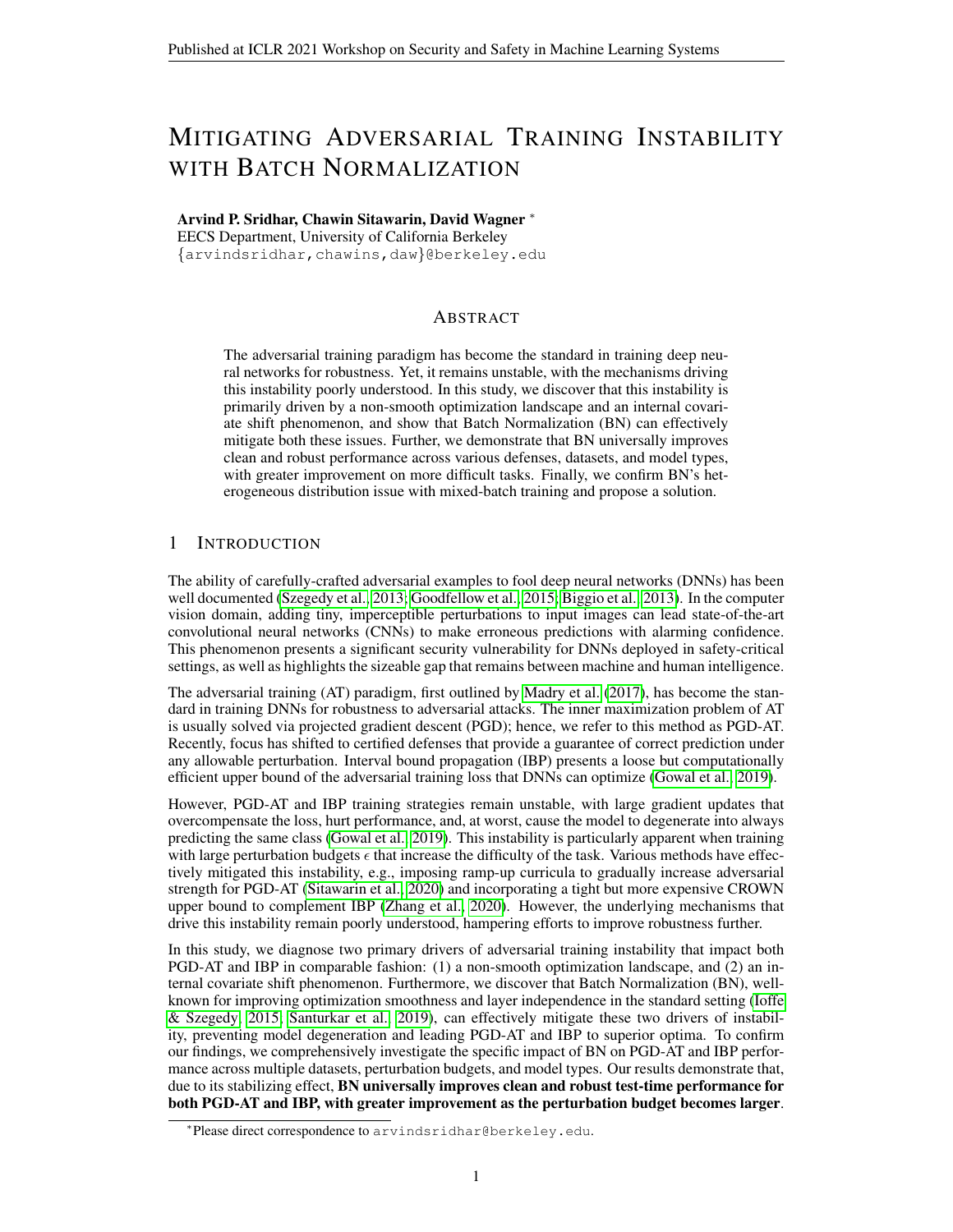# MITIGATING ADVERSARIAL TRAINING INSTABILITY WITH BATCH NORMALIZATION

**Arvind P. Sridhar, Chawin Sitawarin, David Wagner** *

EECS Department, University of California Berkeley

{arvindsridhar,chawins,daw}@berkeley.edu

## ABSTRACT

The adversarial training paradigm has become the standard in training deep neural networks for robustness. Yet, it remains unstable, with the mechanisms driving this instability poorly understood. In this study, we discover that this instability is primarily driven by a non-smooth optimization landscape and an internal covariate shift phenomenon, and show that Batch Normalization (BN) can effectively mitigate both these issues. Further, we demonstrate that BN universally improves clean and robust performance across various defenses, datasets, and model types, with greater improvement on more difficult tasks. Finally, we confirm BN's heterogeneous distribution issue with mixed-batch training and propose a solution.

## 1 INTRODUCTION

The ability of carefully-crafted adversarial examples to fool deep neural networks (DNNs) has been well documented (Szegedy et al., 2013; Goodfellow et al., 2015; Biggio et al., 2013). In the computer vision domain, adding tiny, imperceptible perturbations to input images can lead state-of-the-art convolutional neural networks (CNNs) to make erroneous predictions with alarming confidence. This phenomenon presents a significant security vulnerability for DNNs deployed in safety-critical settings, as well as highlights the sizeable gap that remains between machine and human intelligence.

The adversarial training (AT) paradigm, first outlined by Madry et al. (2017), has become the standard in training DNNs for robustness to adversarial attacks. The inner maximization problem of AT is usually solved via projected gradient descent (PGD); hence, we refer to this method as PGD-AT. Recently, focus has shifted to certified defenses that provide a guarantee of correct prediction under any allowable perturbation. Interval bound propagation (IBP) presents a loose but computationally efficient upper bound of the adversarial training loss that DNNs can optimize (Gowal et al., 2019).

However, PGD-AT and IBP training strategies remain unstable, with large gradient updates that overcompensate the loss, hurt performance, and, at worst, cause the model to degenerate into always predicting the same class (Gowal et al., 2019). This instability is particularly apparent when training with large perturbation budgets $\epsilon$ that increase the difficulty of the task. Various methods have effectively mitigated this instability, e.g., imposing ramp-up curricula to gradually increase adversarial strength for PGD-AT (Sitawarin et al., 2020) and incorporating a tight but more expensive CROWN upper bound to complement IBP (Zhang et al., 2020). However, the underlying mechanisms that drive this instability remain poorly understood, hampering efforts to improve robustness further.

In this study, we diagnose two primary drivers of adversarial training instability that impact both PGD-AT and IBP in comparable fashion: (1) a non-smooth optimization landscape, and (2) an internal covariate shift phenomenon. Furthermore, we discover that Batch Normalization (BN), well-known for improving optimization smoothness and layer independence in the standard setting (Ioffe & Szegedy, 2015; Santurkar et al., 2019), can effectively mitigate these two drivers of instability, preventing model degeneration and leading PGD-AT and IBP to superior optima. To confirm our findings, we comprehensively investigate the specific impact of BN on PGD-AT and IBP performance across multiple datasets, perturbation budgets, and model types. Our results demonstrate that, due to its stabilizing effect, **BN universally improves clean and robust test-time performance for both PGD-AT and IBP, with greater improvement as the perturbation budget becomes larger**.

*Please direct correspondence to arvindsridhar@berkeley.edu.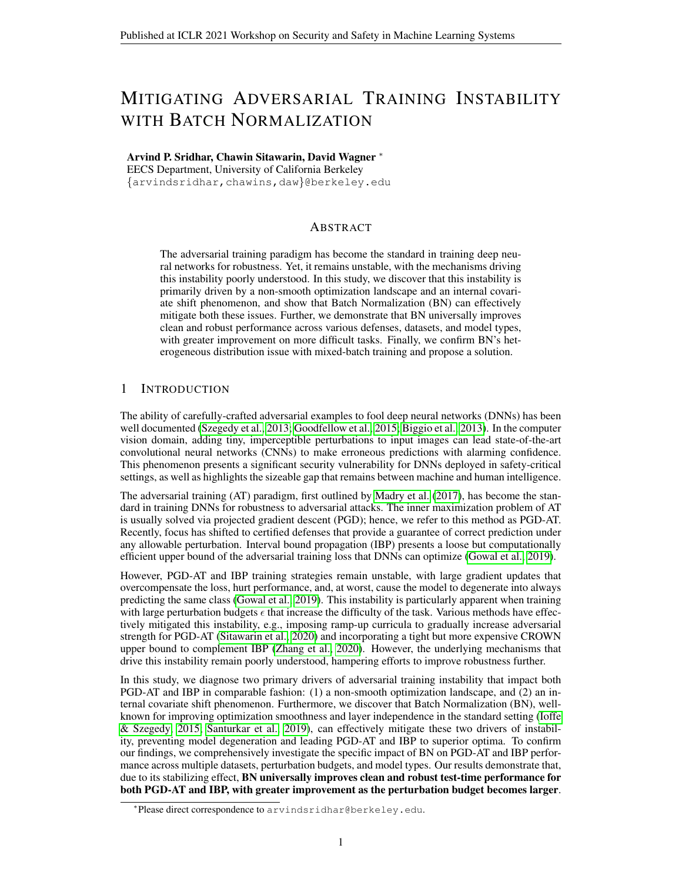# Mitigating Adversarial Training Instability with Batch Normalization

**Arvind P. Sridhar, Chawin Sitawarin, David Wagner** *

EECS Department, University of California Berkeley

{arvindsridhar,chawins,daw}@berkeley.edu

## Abstract

The adversarial training paradigm has become the standard in training deep neural networks for robustness. Yet, it remains unstable, with the mechanisms driving this instability poorly understood. In this study, we discover that this instability is primarily driven by a non-smooth optimization landscape and an internal covariate shift phenomenon, and show that Batch Normalization (BN) can effectively mitigate both these issues. Further, we demonstrate that BN universally improves clean and robust performance across various defenses, datasets, and model types, with greater improvement on more difficult tasks. Finally, we confirm BN's heterogeneous distribution issue with mixed-batch training and propose a solution.

## 1 Introduction

The ability of carefully-crafted adversarial examples to fool deep neural networks (DNNs) has been well documented (Szegedy et al., 2013; Goodfellow et al., 2015; Biggio et al., 2013). In the computer vision domain, adding tiny, imperceptible perturbations to input images can lead state-of-the-art convolutional neural networks (CNNs) to make erroneous predictions with alarming confidence. This phenomenon presents a significant security vulnerability for DNNs deployed in safety-critical settings, as well as highlights the sizeable gap that remains between machine and human intelligence.

The adversarial training (AT) paradigm, first outlined by Madry et al. (2017), has become the standard in training DNNs for robustness to adversarial attacks. The inner maximization problem of AT is usually solved via projected gradient descent (PGD); hence, we refer to this method as PGD-AT. Recently, focus has shifted to certified defenses that provide a guarantee of correct prediction under any allowable perturbation. Interval bound propagation (IBP) presents a loose but computationally efficient upper bound of the adversarial training loss that DNNs can optimize (Gowal et al., 2019).

However, PGD-AT and IBP training strategies remain unstable, with large gradient updates that overcompensate the loss, hurt performance, and, at worst, cause the model to degenerate into always predicting the same class (Gowal et al., 2019). This instability is particularly apparent when training with large perturbation budgets $\epsilon$ that increase the difficulty of the task. Various methods have effectively mitigated this instability, e.g., imposing ramp-up curricula to gradually increase adversarial strength for PGD-AT (Sitawarin et al., 2020) and incorporating a tight but more expensive CROWN upper bound to complement IBP (Zhang et al., 2020). However, the underlying mechanisms that drive this instability remain poorly understood, hampering efforts to improve robustness further.

In this study, we diagnose two primary drivers of adversarial training instability that impact both PGD-AT and IBP in comparable fashion: (1) a non-smooth optimization landscape, and (2) an internal covariate shift phenomenon. Furthermore, we discover that Batch Normalization (BN), well-known for improving optimization smoothness and layer independence in the standard setting (Ioffe & Szegedy, 2015; Santurkar et al., 2019), can effectively mitigate these two drivers of instability, preventing model degeneration and leading PGD-AT and IBP to superior optima. To confirm our findings, we comprehensively investigate the specific impact of BN on PGD-AT and IBP performance across multiple datasets, perturbation budgets, and model types. Our results demonstrate that, due to its stabilizing effect, **BN universally improves clean and robust test-time performance for both PGD-AT and IBP, with greater improvement as the perturbation budget becomes larger**.

*Please direct correspondence to arvindsridhar@berkeley.edu.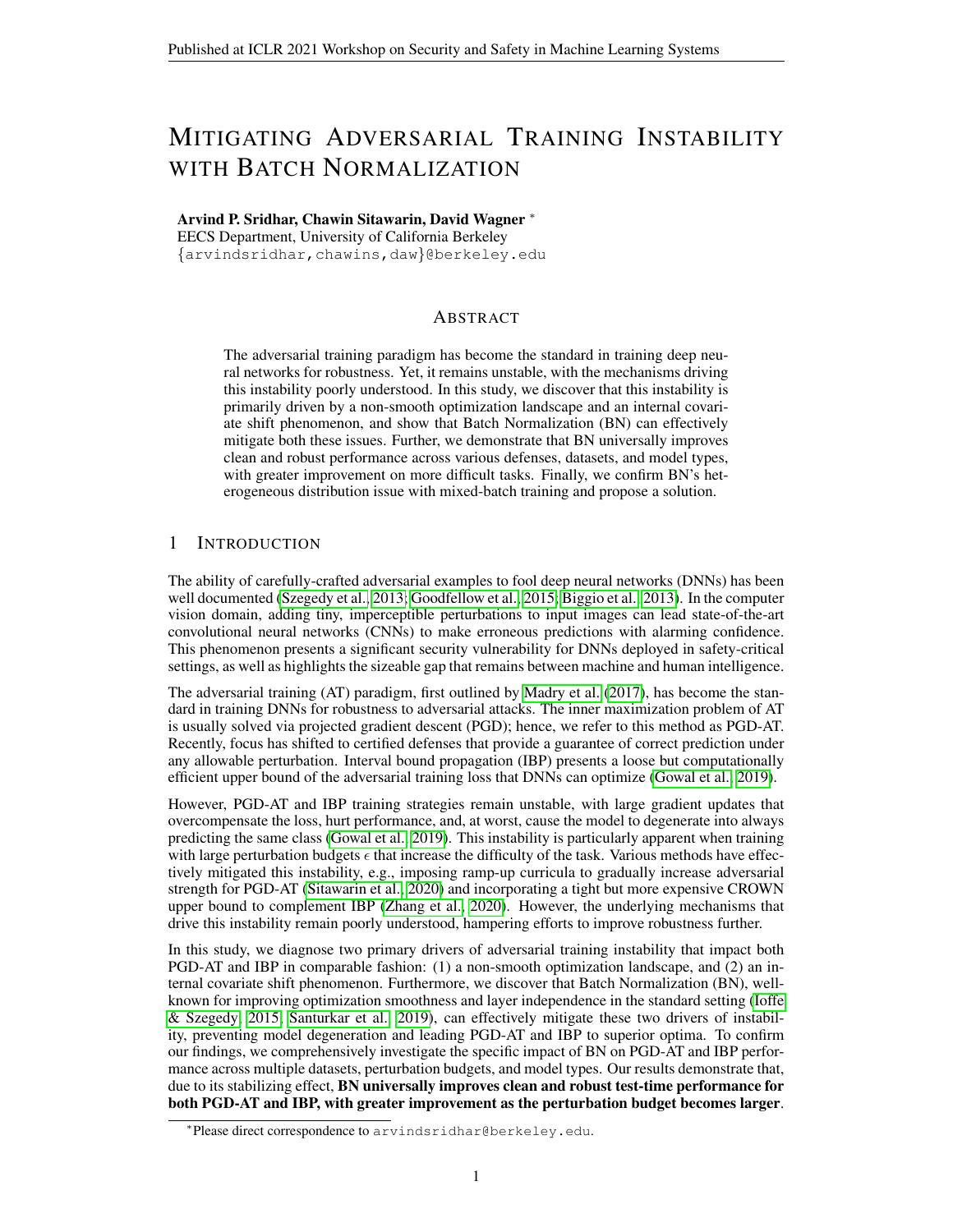# Mitigating Adversarial Training Instability with Batch Normalization

**Arvind P. Sridhar, Chawin Sitawarin, David Wagner** *

EECS Department, University of California Berkeley

{arvindsridhar,chawins,daw}@berkeley.edu

## Abstract

The adversarial training paradigm has become the standard in training deep neural networks for robustness. Yet, it remains unstable, with the mechanisms driving this instability poorly understood. In this study, we discover that this instability is primarily driven by a non-smooth optimization landscape and an internal covariate shift phenomenon, and show that Batch Normalization (BN) can effectively mitigate both these issues. Further, we demonstrate that BN universally improves clean and robust performance across various defenses, datasets, and model types, with greater improvement on more difficult tasks. Finally, we confirm BN's heterogeneous distribution issue with mixed-batch training and propose a solution.

## 1 Introduction

The ability of carefully-crafted adversarial examples to fool deep neural networks (DNNs) has been well documented (Szegedy et al., 2013; Goodfellow et al., 2015; Biggio et al., 2013). In the computer vision domain, adding tiny, imperceptible perturbations to input images can lead state-of-the-art convolutional neural networks (CNNs) to make erroneous predictions with alarming confidence. This phenomenon presents a significant security vulnerability for DNNs deployed in safety-critical settings, as well as highlights the sizeable gap that remains between machine and human intelligence.

The adversarial training (AT) paradigm, first outlined by Madry et al. (2017), has become the standard in training DNNs for robustness to adversarial attacks. The inner maximization problem of AT is usually solved via projected gradient descent (PGD); hence, we refer to this method as PGD-AT. Recently, focus has shifted to certified defenses that provide a guarantee of correct prediction under any allowable perturbation. Interval bound propagation (IBP) presents a loose but computationally efficient upper bound of the adversarial training loss that DNNs can optimize (Gowal et al., 2019).

However, PGD-AT and IBP training strategies remain unstable, with large gradient updates that overcompensate the loss, hurt performance, and, at worst, cause the model to degenerate into always predicting the same class (Gowal et al., 2019). This instability is particularly apparent when training with large perturbation budgets $\epsilon$ that increase the difficulty of the task. Various methods have effectively mitigated this instability, e.g., imposing ramp-up curricula to gradually increase adversarial strength for PGD-AT (Sitawarin et al., 2020) and incorporating a tight but more expensive CROWN upper bound to complement IBP (Zhang et al., 2020). However, the underlying mechanisms that drive this instability remain poorly understood, hampering efforts to improve robustness further.

In this study, we diagnose two primary drivers of adversarial training instability that impact both PGD-AT and IBP in comparable fashion: (1) a non-smooth optimization landscape, and (2) an internal covariate shift phenomenon. Furthermore, we discover that Batch Normalization (BN), well-known for improving optimization smoothness and layer independence in the standard setting (Ioffe & Szegedy, 2015; Santurkar et al., 2019), can effectively mitigate these two drivers of instability, preventing model degeneration and leading PGD-AT and IBP to superior optima. To confirm our findings, we comprehensively investigate the specific impact of BN on PGD-AT and IBP performance across multiple datasets, perturbation budgets, and model types. Our results demonstrate that, due to its stabilizing effect, **BN universally improves clean and robust test-time performance for both PGD-AT and IBP, with greater improvement as the perturbation budget becomes larger**.

*Please direct correspondence to arvindsridhar@berkeley.edu.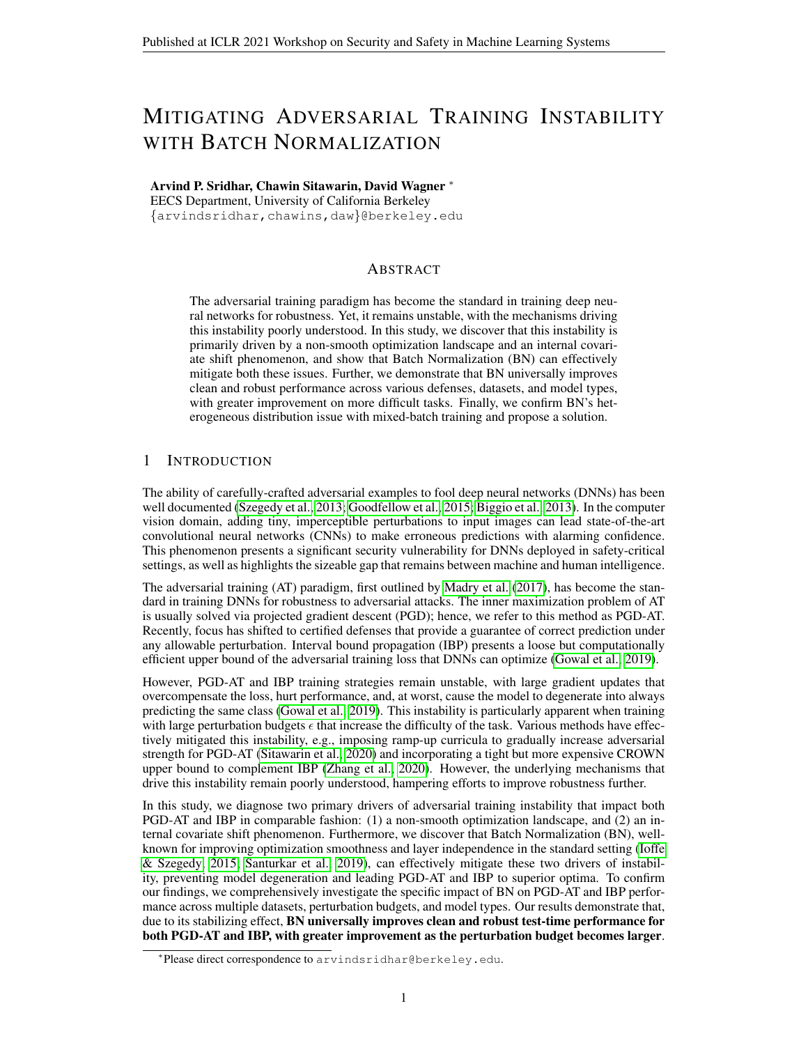# Mitigating Adversarial Training Instability with Batch Normalization

**Arvind P. Sridhar, Chawin Sitawarin, David Wagner** *

EECS Department, University of California Berkeley

{arvindsridhar,chawins,daw}@berkeley.edu

## Abstract

The adversarial training paradigm has become the standard in training deep neural networks for robustness. Yet, it remains unstable, with the mechanisms driving this instability poorly understood. In this study, we discover that this instability is primarily driven by a non-smooth optimization landscape and an internal covariate shift phenomenon, and show that Batch Normalization (BN) can effectively mitigate both these issues. Further, we demonstrate that BN universally improves clean and robust performance across various defenses, datasets, and model types, with greater improvement on more difficult tasks. Finally, we confirm BN's heterogeneous distribution issue with mixed-batch training and propose a solution.

## 1 Introduction

The ability of carefully-crafted adversarial examples to fool deep neural networks (DNNs) has been well documented (Szegedy et al., 2013; Goodfellow et al., 2015; Biggio et al., 2013). In the computer vision domain, adding tiny, imperceptible perturbations to input images can lead state-of-the-art convolutional neural networks (CNNs) to make erroneous predictions with alarming confidence. This phenomenon presents a significant security vulnerability for DNNs deployed in safety-critical settings, as well as highlights the sizeable gap that remains between machine and human intelligence.

The adversarial training (AT) paradigm, first outlined by Madry et al. (2017), has become the standard in training DNNs for robustness to adversarial attacks. The inner maximization problem of AT is usually solved via projected gradient descent (PGD); hence, we refer to this method as PGD-AT. Recently, focus has shifted to certified defenses that provide a guarantee of correct prediction under any allowable perturbation. Interval bound propagation (IBP) presents a loose but computationally efficient upper bound of the adversarial training loss that DNNs can optimize (Gowal et al., 2019).

However, PGD-AT and IBP training strategies remain unstable, with large gradient updates that overcompensate the loss, hurt performance, and, at worst, cause the model to degenerate into always predicting the same class (Gowal et al., 2019). This instability is particularly apparent when training with large perturbation budgets $\epsilon$ that increase the difficulty of the task. Various methods have effectively mitigated this instability, e.g., imposing ramp-up curricula to gradually increase adversarial strength for PGD-AT (Sitawarin et al., 2020) and incorporating a tight but more expensive CROWN upper bound to complement IBP (Zhang et al., 2020). However, the underlying mechanisms that drive this instability remain poorly understood, hampering efforts to improve robustness further.

In this study, we diagnose two primary drivers of adversarial training instability that impact both PGD-AT and IBP in comparable fashion: (1) a non-smooth optimization landscape, and (2) an internal covariate shift phenomenon. Furthermore, we discover that Batch Normalization (BN), well-known for improving optimization smoothness and layer independence in the standard setting (Ioffe & Szegedy, 2015; Santurkar et al., 2019), can effectively mitigate these two drivers of instability, preventing model degeneration and leading PGD-AT and IBP to superior optima. To confirm our findings, we comprehensively investigate the specific impact of BN on PGD-AT and IBP performance across multiple datasets, perturbation budgets, and model types. Our results demonstrate that, due to its stabilizing effect, **BN universally improves clean and robust test-time performance for both PGD-AT and IBP, with greater improvement as the perturbation budget becomes larger**.

*Please direct correspondence to arvindsridhar@berkeley.edu.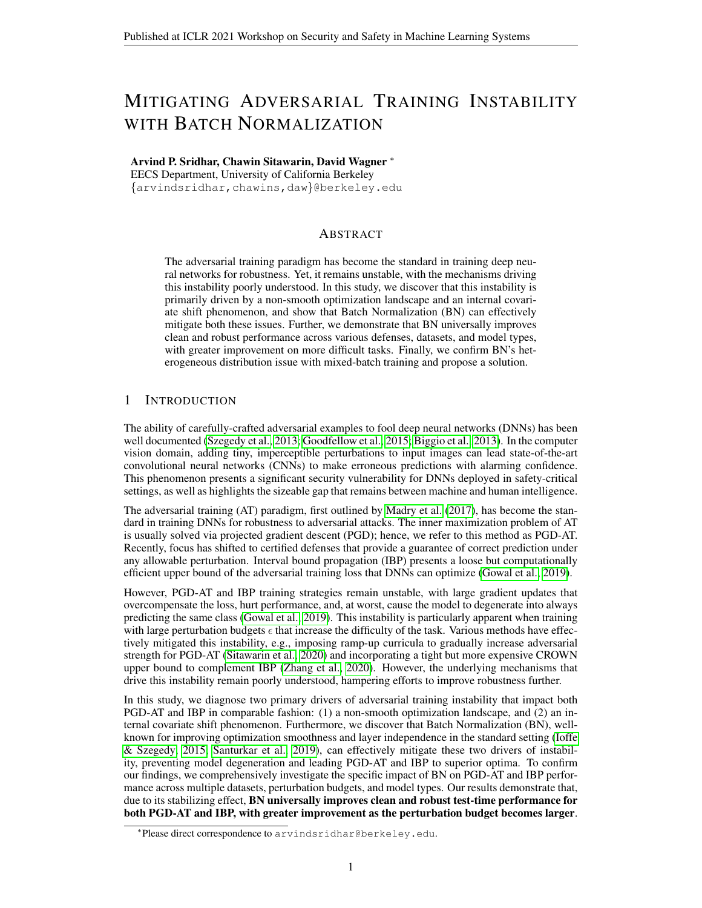# Mitigating Adversarial Training Instability with Batch Normalization

**Arvind P. Sridhar, Chawin Sitawarin, David Wagner** *
EECS Department, University of California Berkeley
{arvindsridhar,chawins,daw}@berkeley.edu

## Abstract

The adversarial training paradigm has become the standard in training deep neural networks for robustness. Yet, it remains unstable, with the mechanisms driving this instability poorly understood. In this study, we discover that this instability is primarily driven by a non-smooth optimization landscape and an internal covariate shift phenomenon, and show that Batch Normalization (BN) can effectively mitigate both these issues. Further, we demonstrate that BN universally improves clean and robust performance across various defenses, datasets, and model types, with greater improvement on more difficult tasks. Finally, we confirm BN's heterogeneous distribution issue with mixed-batch training and propose a solution.

## 1 Introduction

The ability of carefully-crafted adversarial examples to fool deep neural networks (DNNs) has been well documented (Szegedy et al., 2013; Goodfellow et al., 2015; Biggio et al., 2013). In the computer vision domain, adding tiny, imperceptible perturbations to input images can lead state-of-the-art convolutional neural networks (CNNs) to make erroneous predictions with alarming confidence. This phenomenon presents a significant security vulnerability for DNNs deployed in safety-critical settings, as well as highlights the sizeable gap that remains between machine and human intelligence.

The adversarial training (AT) paradigm, first outlined by Madry et al. (2017), has become the standard in training DNNs for robustness to adversarial attacks. The inner maximization problem of AT is usually solved via projected gradient descent (PGD); hence, we refer to this method as PGD-AT. Recently, focus has shifted to certified defenses that provide a guarantee of correct prediction under any allowable perturbation. Interval bound propagation (IBP) presents a loose but computationally efficient upper bound of the adversarial training loss that DNNs can optimize (Gowal et al., 2019).

However, PGD-AT and IBP training strategies remain unstable, with large gradient updates that overcompensate the loss, hurt performance, and, at worst, cause the model to degenerate into always predicting the same class (Gowal et al., 2019). This instability is particularly apparent when training with large perturbation budgets $\epsilon$ that increase the difficulty of the task. Various methods have effectively mitigated this instability, e.g., imposing ramp-up curricula to gradually increase adversarial strength for PGD-AT (Sitawarin et al., 2020) and incorporating a tight but more expensive CROWN upper bound to complement IBP (Zhang et al., 2020). However, the underlying mechanisms that drive this instability remain poorly understood, hampering efforts to improve robustness further.

In this study, we diagnose two primary drivers of adversarial training instability that impact both PGD-AT and IBP in comparable fashion: (1) a non-smooth optimization landscape, and (2) an internal covariate shift phenomenon. Furthermore, we discover that Batch Normalization (BN), well-known for improving optimization smoothness and layer independence in the standard setting (Ioffe & Szegedy, 2015; Santurkar et al., 2019), can effectively mitigate these two drivers of instability, preventing model degeneration and leading PGD-AT and IBP to superior optima. To confirm our findings, we comprehensively investigate the specific impact of BN on PGD-AT and IBP performance across multiple datasets, perturbation budgets, and model types. Our results demonstrate that, due to its stabilizing effect, **BN universally improves clean and robust test-time performance for both PGD-AT and IBP, with greater improvement as the perturbation budget becomes larger**.

*Please direct correspondence to arvindsridhar@berkeley.edu.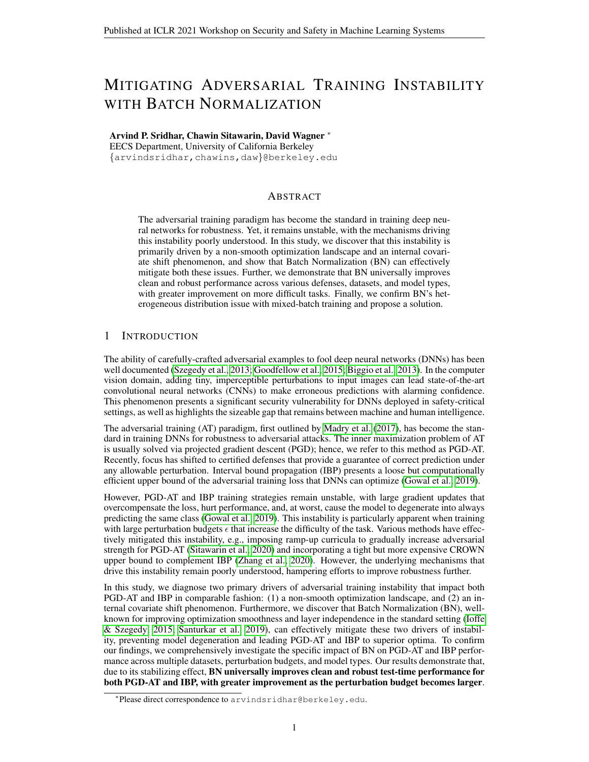# Mitigating Adversarial Training Instability with Batch Normalization

**Arvind P. Sridhar, Chawin Sitawarin, David Wagner** *

EECS Department, University of California Berkeley

{arvindsridhar,chawins,daw}@berkeley.edu

## Abstract

The adversarial training paradigm has become the standard in training deep neural networks for robustness. Yet, it remains unstable, with the mechanisms driving this instability poorly understood. In this study, we discover that this instability is primarily driven by a non-smooth optimization landscape and an internal covariate shift phenomenon, and show that Batch Normalization (BN) can effectively mitigate both these issues. Further, we demonstrate that BN universally improves clean and robust performance across various defenses, datasets, and model types, with greater improvement on more difficult tasks. Finally, we confirm BN's heterogeneous distribution issue with mixed-batch training and propose a solution.

## 1 Introduction

The ability of carefully-crafted adversarial examples to fool deep neural networks (DNNs) has been well documented (Szegedy et al., 2013; Goodfellow et al., 2015; Biggio et al., 2013). In the computer vision domain, adding tiny, imperceptible perturbations to input images can lead state-of-the-art convolutional neural networks (CNNs) to make erroneous predictions with alarming confidence. This phenomenon presents a significant security vulnerability for DNNs deployed in safety-critical settings, as well as highlights the sizeable gap that remains between machine and human intelligence.

The adversarial training (AT) paradigm, first outlined by Madry et al. (2017), has become the standard in training DNNs for robustness to adversarial attacks. The inner maximization problem of AT is usually solved via projected gradient descent (PGD); hence, we refer to this method as PGD-AT. Recently, focus has shifted to certified defenses that provide a guarantee of correct prediction under any allowable perturbation. Interval bound propagation (IBP) presents a loose but computationally efficient upper bound of the adversarial training loss that DNNs can optimize (Gowal et al., 2019).

However, PGD-AT and IBP training strategies remain unstable, with large gradient updates that overcompensate the loss, hurt performance, and, at worst, cause the model to degenerate into always predicting the same class (Gowal et al., 2019). This instability is particularly apparent when training with large perturbation budgets $\epsilon$ that increase the difficulty of the task. Various methods have effectively mitigated this instability, e.g., imposing ramp-up curricula to gradually increase adversarial strength for PGD-AT (Sitawarin et al., 2020) and incorporating a tight but more expensive CROWN upper bound to complement IBP (Zhang et al., 2020). However, the underlying mechanisms that drive this instability remain poorly understood, hampering efforts to improve robustness further.

In this study, we diagnose two primary drivers of adversarial training instability that impact both PGD-AT and IBP in comparable fashion: (1) a non-smooth optimization landscape, and (2) an internal covariate shift phenomenon. Furthermore, we discover that Batch Normalization (BN), well-known for improving optimization smoothness and layer independence in the standard setting (Ioffe & Szegedy, 2015; Santurkar et al., 2019), can effectively mitigate these two drivers of instability, preventing model degeneration and leading PGD-AT and IBP to superior optima. To confirm our findings, we comprehensively investigate the specific impact of BN on PGD-AT and IBP performance across multiple datasets, perturbation budgets, and model types. Our results demonstrate that, due to its stabilizing effect, **BN universally improves clean and robust test-time performance for both PGD-AT and IBP, with greater improvement as the perturbation budget becomes larger**.

*Please direct correspondence to arvindsridhar@berkeley.edu.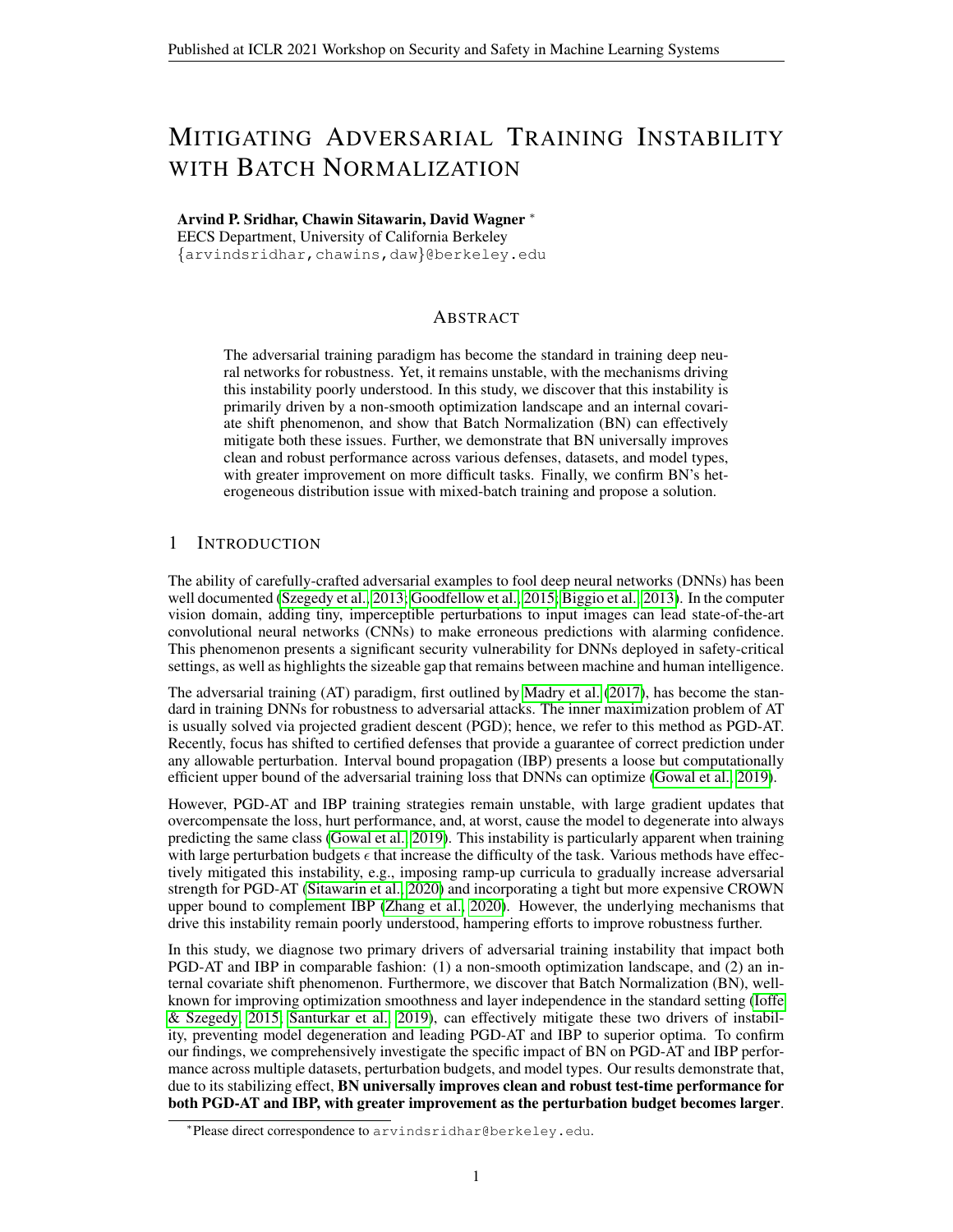# Mitigating Adversarial Training Instability with Batch Normalization

**Arvind P. Sridhar, Chawin Sitawarin, David Wagner** *

EECS Department, University of California Berkeley

{arvindsridhar,chawins,daw}@berkeley.edu

## Abstract

The adversarial training paradigm has become the standard in training deep neural networks for robustness. Yet, it remains unstable, with the mechanisms driving this instability poorly understood. In this study, we discover that this instability is primarily driven by a non-smooth optimization landscape and an internal covariate shift phenomenon, and show that Batch Normalization (BN) can effectively mitigate both these issues. Further, we demonstrate that BN universally improves clean and robust performance across various defenses, datasets, and model types, with greater improvement on more difficult tasks. Finally, we confirm BN's heterogeneous distribution issue with mixed-batch training and propose a solution.

## 1 Introduction

The ability of carefully-crafted adversarial examples to fool deep neural networks (DNNs) has been well documented (Szegedy et al., 2013; Goodfellow et al., 2015; Biggio et al., 2013). In the computer vision domain, adding tiny, imperceptible perturbations to input images can lead state-of-the-art convolutional neural networks (CNNs) to make erroneous predictions with alarming confidence. This phenomenon presents a significant security vulnerability for DNNs deployed in safety-critical settings, as well as highlights the sizeable gap that remains between machine and human intelligence.

The adversarial training (AT) paradigm, first outlined by Madry et al. (2017), has become the standard in training DNNs for robustness to adversarial attacks. The inner maximization problem of AT is usually solved via projected gradient descent (PGD); hence, we refer to this method as PGD-AT. Recently, focus has shifted to certified defenses that provide a guarantee of correct prediction under any allowable perturbation. Interval bound propagation (IBP) presents a loose but computationally efficient upper bound of the adversarial training loss that DNNs can optimize (Gowal et al., 2019).

However, PGD-AT and IBP training strategies remain unstable, with large gradient updates that overcompensate the loss, hurt performance, and, at worst, cause the model to degenerate into always predicting the same class (Gowal et al., 2019). This instability is particularly apparent when training with large perturbation budgets $\epsilon$ that increase the difficulty of the task. Various methods have effectively mitigated this instability, e.g., imposing ramp-up curricula to gradually increase adversarial strength for PGD-AT (Sitawarin et al., 2020) and incorporating a tight but more expensive CROWN upper bound to complement IBP (Zhang et al., 2020). However, the underlying mechanisms that drive this instability remain poorly understood, hampering efforts to improve robustness further.

In this study, we diagnose two primary drivers of adversarial training instability that impact both PGD-AT and IBP in comparable fashion: (1) a non-smooth optimization landscape, and (2) an internal covariate shift phenomenon. Furthermore, we discover that Batch Normalization (BN), well-known for improving optimization smoothness and layer independence in the standard setting (Ioffe & Szegedy, 2015; Santurkar et al., 2019), can effectively mitigate these two drivers of instability, preventing model degeneration and leading PGD-AT and IBP to superior optima. To confirm our findings, we comprehensively investigate the specific impact of BN on PGD-AT and IBP performance across multiple datasets, perturbation budgets, and model types. Our results demonstrate that, due to its stabilizing effect, **BN universally improves clean and robust test-time performance for both PGD-AT and IBP, with greater improvement as the perturbation budget becomes larger**.

*Please direct correspondence to arvindsridhar@berkeley.edu.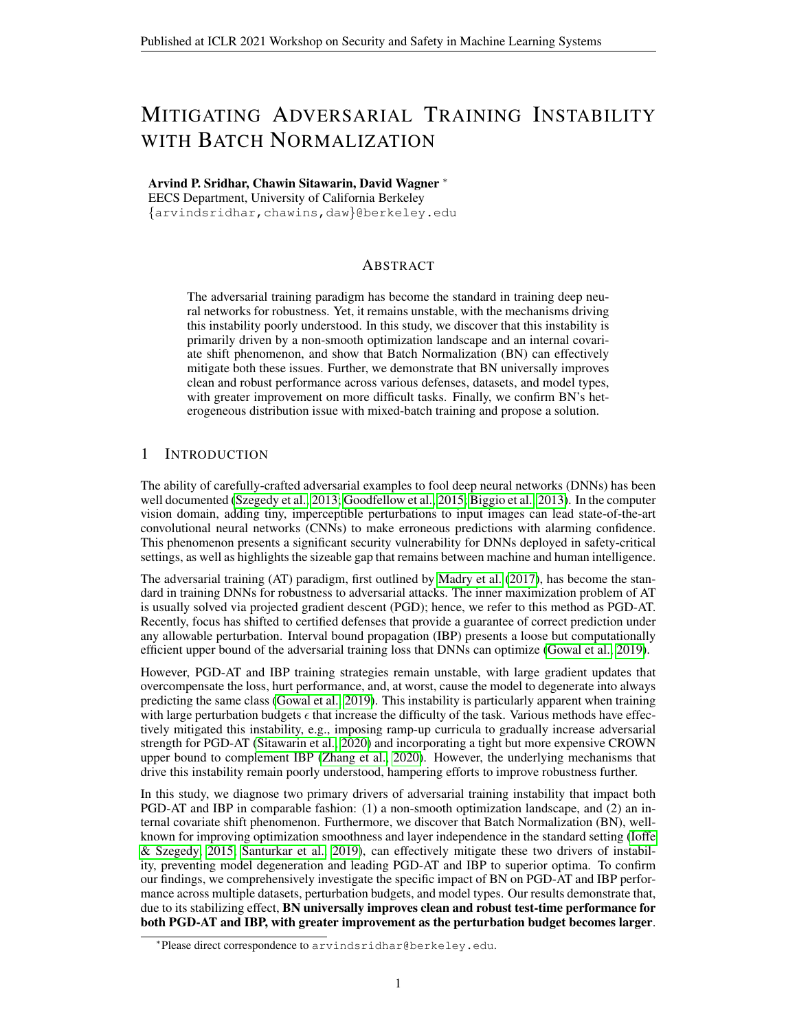# Mitigating Adversarial Training Instability with Batch Normalization

**Arvind P. Sridhar, Chawin Sitawarin, David Wagner** *

EECS Department, University of California Berkeley

{arvindsridhar,chawins,daw}@berkeley.edu

## Abstract

The adversarial training paradigm has become the standard in training deep neural networks for robustness. Yet, it remains unstable, with the mechanisms driving this instability poorly understood. In this study, we discover that this instability is primarily driven by a non-smooth optimization landscape and an internal covariate shift phenomenon, and show that Batch Normalization (BN) can effectively mitigate both these issues. Further, we demonstrate that BN universally improves clean and robust performance across various defenses, datasets, and model types, with greater improvement on more difficult tasks. Finally, we confirm BN's heterogeneous distribution issue with mixed-batch training and propose a solution.

## 1 Introduction

The ability of carefully-crafted adversarial examples to fool deep neural networks (DNNs) has been well documented (Szegedy et al., 2013; Goodfellow et al., 2015; Biggio et al., 2013). In the computer vision domain, adding tiny, imperceptible perturbations to input images can lead state-of-the-art convolutional neural networks (CNNs) to make erroneous predictions with alarming confidence. This phenomenon presents a significant security vulnerability for DNNs deployed in safety-critical settings, as well as highlights the sizeable gap that remains between machine and human intelligence.

The adversarial training (AT) paradigm, first outlined by Madry et al. (2017), has become the standard in training DNNs for robustness to adversarial attacks. The inner maximization problem of AT is usually solved via projected gradient descent (PGD); hence, we refer to this method as PGD-AT. Recently, focus has shifted to certified defenses that provide a guarantee of correct prediction under any allowable perturbation. Interval bound propagation (IBP) presents a loose but computationally efficient upper bound of the adversarial training loss that DNNs can optimize (Gowal et al., 2019).

However, PGD-AT and IBP training strategies remain unstable, with large gradient updates that overcompensate the loss, hurt performance, and, at worst, cause the model to degenerate into always predicting the same class (Gowal et al., 2019). This instability is particularly apparent when training with large perturbation budgets $\epsilon$ that increase the difficulty of the task. Various methods have effectively mitigated this instability, e.g., imposing ramp-up curricula to gradually increase adversarial strength for PGD-AT (Sitawarin et al., 2020) and incorporating a tight but more expensive CROWN upper bound to complement IBP (Zhang et al., 2020). However, the underlying mechanisms that drive this instability remain poorly understood, hampering efforts to improve robustness further.

In this study, we diagnose two primary drivers of adversarial training instability that impact both PGD-AT and IBP in comparable fashion: (1) a non-smooth optimization landscape, and (2) an internal covariate shift phenomenon. Furthermore, we discover that Batch Normalization (BN), well-known for improving optimization smoothness and layer independence in the standard setting (Ioffe & Szegedy, 2015; Santurkar et al., 2019), can effectively mitigate these two drivers of instability, preventing model degeneration and leading PGD-AT and IBP to superior optima. To confirm our findings, we comprehensively investigate the specific impact of BN on PGD-AT and IBP performance across multiple datasets, perturbation budgets, and model types. Our results demonstrate that, due to its stabilizing effect, **BN universally improves clean and robust test-time performance for both PGD-AT and IBP, with greater improvement as the perturbation budget becomes larger**.

*Please direct correspondence to arvindsridhar@berkeley.edu.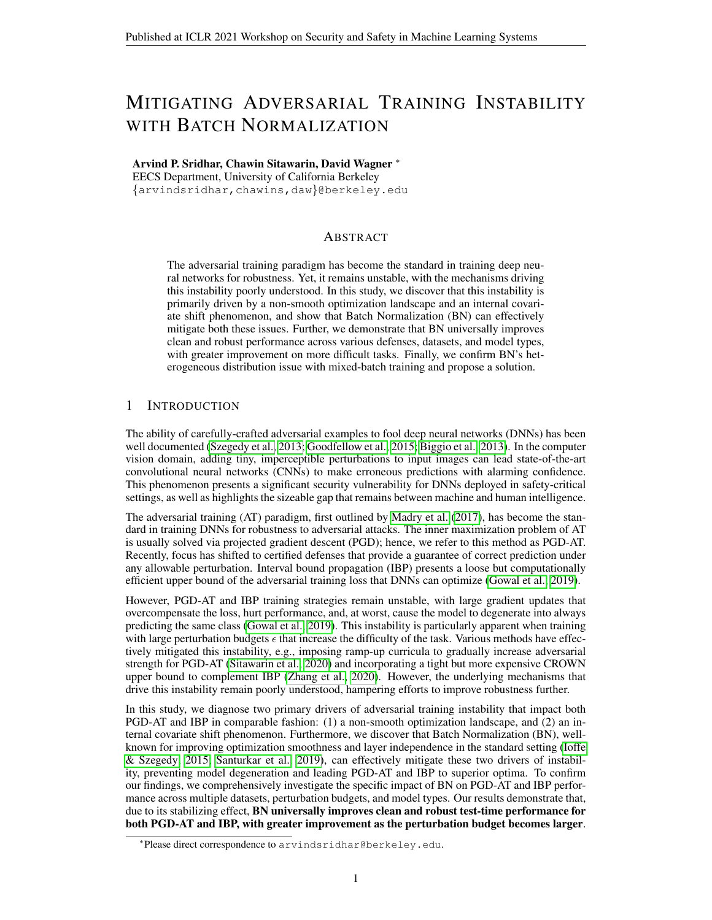# MITIGATING ADVERSARIAL TRAINING INSTABILITY WITH BATCH NORMALIZATION

**Arvind P. Sridhar, Chawin Sitawarin, David Wagner** *
EECS Department, University of California Berkeley
{arvindsridhar,chawins,daw}@berkeley.edu

## ABSTRACT

The adversarial training paradigm has become the standard in training deep neural networks for robustness. Yet, it remains unstable, with the mechanisms driving this instability poorly understood. In this study, we discover that this instability is primarily driven by a non-smooth optimization landscape and an internal covariate shift phenomenon, and show that Batch Normalization (BN) can effectively mitigate both these issues. Further, we demonstrate that BN universally improves clean and robust performance across various defenses, datasets, and model types, with greater improvement on more difficult tasks. Finally, we confirm BN's heterogeneous distribution issue with mixed-batch training and propose a solution.

## 1 INTRODUCTION

The ability of carefully-crafted adversarial examples to fool deep neural networks (DNNs) has been well documented (Szegedy et al., 2013; Goodfellow et al., 2015; Biggio et al., 2013). In the computer vision domain, adding tiny, imperceptible perturbations to input images can lead state-of-the-art convolutional neural networks (CNNs) to make erroneous predictions with alarming confidence. This phenomenon presents a significant security vulnerability for DNNs deployed in safety-critical settings, as well as highlights the sizeable gap that remains between machine and human intelligence.

The adversarial training (AT) paradigm, first outlined by Madry et al. (2017), has become the standard in training DNNs for robustness to adversarial attacks. The inner maximization problem of AT is usually solved via projected gradient descent (PGD); hence, we refer to this method as PGD-AT. Recently, focus has shifted to certified defenses that provide a guarantee of correct prediction under any allowable perturbation. Interval bound propagation (IBP) presents a loose but computationally efficient upper bound of the adversarial training loss that DNNs can optimize (Gowal et al., 2019).

However, PGD-AT and IBP training strategies remain unstable, with large gradient updates that overcompensate the loss, hurt performance, and, at worst, cause the model to degenerate into always predicting the same class (Gowal et al., 2019). This instability is particularly apparent when training with large perturbation budgets $\epsilon$ that increase the difficulty of the task. Various methods have effectively mitigated this instability, e.g., imposing ramp-up curricula to gradually increase adversarial strength for PGD-AT (Sitawarin et al., 2020) and incorporating a tight but more expensive CROWN upper bound to complement IBP (Zhang et al., 2020). However, the underlying mechanisms that drive this instability remain poorly understood, hampering efforts to improve robustness further.

In this study, we diagnose two primary drivers of adversarial training instability that impact both PGD-AT and IBP in comparable fashion: (1) a non-smooth optimization landscape, and (2) an internal covariate shift phenomenon. Furthermore, we discover that Batch Normalization (BN), well-known for improving optimization smoothness and layer independence in the standard setting (Ioffe & Szegedy, 2015; Santurkar et al., 2019), can effectively mitigate these two drivers of instability, preventing model degeneration and leading PGD-AT and IBP to superior optima. To confirm our findings, we comprehensively investigate the specific impact of BN on PGD-AT and IBP performance across multiple datasets, perturbation budgets, and model types. Our results demonstrate that, due to its stabilizing effect, **BN universally improves clean and robust test-time performance for both PGD-AT and IBP, with greater improvement as the perturbation budget becomes larger**.

*Please direct correspondence to arvindsridhar@berkeley.edu.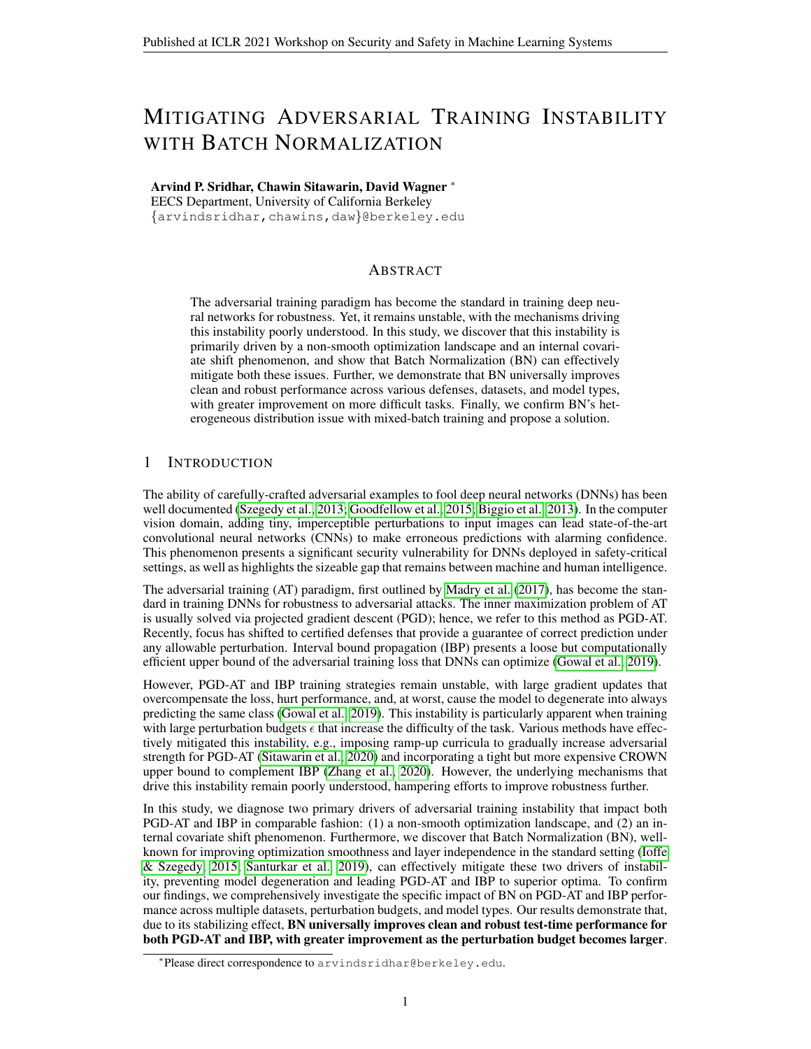# Mitigating Adversarial Training Instability with Batch Normalization

**Arvind P. Sridhar, Chawin Sitawarin, David Wagner** *

EECS Department, University of California Berkeley

{arvindsridhar,chawins,daw}@berkeley.edu

## Abstract

The adversarial training paradigm has become the standard in training deep neural networks for robustness. Yet, it remains unstable, with the mechanisms driving this instability poorly understood. In this study, we discover that this instability is primarily driven by a non-smooth optimization landscape and an internal covariate shift phenomenon, and show that Batch Normalization (BN) can effectively mitigate both these issues. Further, we demonstrate that BN universally improves clean and robust performance across various defenses, datasets, and model types, with greater improvement on more difficult tasks. Finally, we confirm BN's heterogeneous distribution issue with mixed-batch training and propose a solution.

## 1 Introduction

The ability of carefully-crafted adversarial examples to fool deep neural networks (DNNs) has been well documented (Szegedy et al., 2013; Goodfellow et al., 2015; Biggio et al., 2013). In the computer vision domain, adding tiny, imperceptible perturbations to input images can lead state-of-the-art convolutional neural networks (CNNs) to make erroneous predictions with alarming confidence. This phenomenon presents a significant security vulnerability for DNNs deployed in safety-critical settings, as well as highlights the sizeable gap that remains between machine and human intelligence.

The adversarial training (AT) paradigm, first outlined by Madry et al. (2017), has become the standard in training DNNs for robustness to adversarial attacks. The inner maximization problem of AT is usually solved via projected gradient descent (PGD); hence, we refer to this method as PGD-AT. Recently, focus has shifted to certified defenses that provide a guarantee of correct prediction under any allowable perturbation. Interval bound propagation (IBP) presents a loose but computationally efficient upper bound of the adversarial training loss that DNNs can optimize (Gowal et al., 2019).

However, PGD-AT and IBP training strategies remain unstable, with large gradient updates that overcompensate the loss, hurt performance, and, at worst, cause the model to degenerate into always predicting the same class (Gowal et al., 2019). This instability is particularly apparent when training with large perturbation budgets $\epsilon$ that increase the difficulty of the task. Various methods have effectively mitigated this instability, e.g., imposing ramp-up curricula to gradually increase adversarial strength for PGD-AT (Sitawarin et al., 2020) and incorporating a tight but more expensive CROWN upper bound to complement IBP (Zhang et al., 2020). However, the underlying mechanisms that drive this instability remain poorly understood, hampering efforts to improve robustness further.

In this study, we diagnose two primary drivers of adversarial training instability that impact both PGD-AT and IBP in comparable fashion: (1) a non-smooth optimization landscape, and (2) an internal covariate shift phenomenon. Furthermore, we discover that Batch Normalization (BN), well-known for improving optimization smoothness and layer independence in the standard setting (Ioffe & Szegedy, 2015; Santurkar et al., 2019), can effectively mitigate these two drivers of instability, preventing model degeneration and leading PGD-AT and IBP to superior optima. To confirm our findings, we comprehensively investigate the specific impact of BN on PGD-AT and IBP performance across multiple datasets, perturbation budgets, and model types. Our results demonstrate that, due to its stabilizing effect, **BN universally improves clean and robust test-time performance for both PGD-AT and IBP, with greater improvement as the perturbation budget becomes larger**.

*Please direct correspondence to arvindsridhar@berkeley.edu.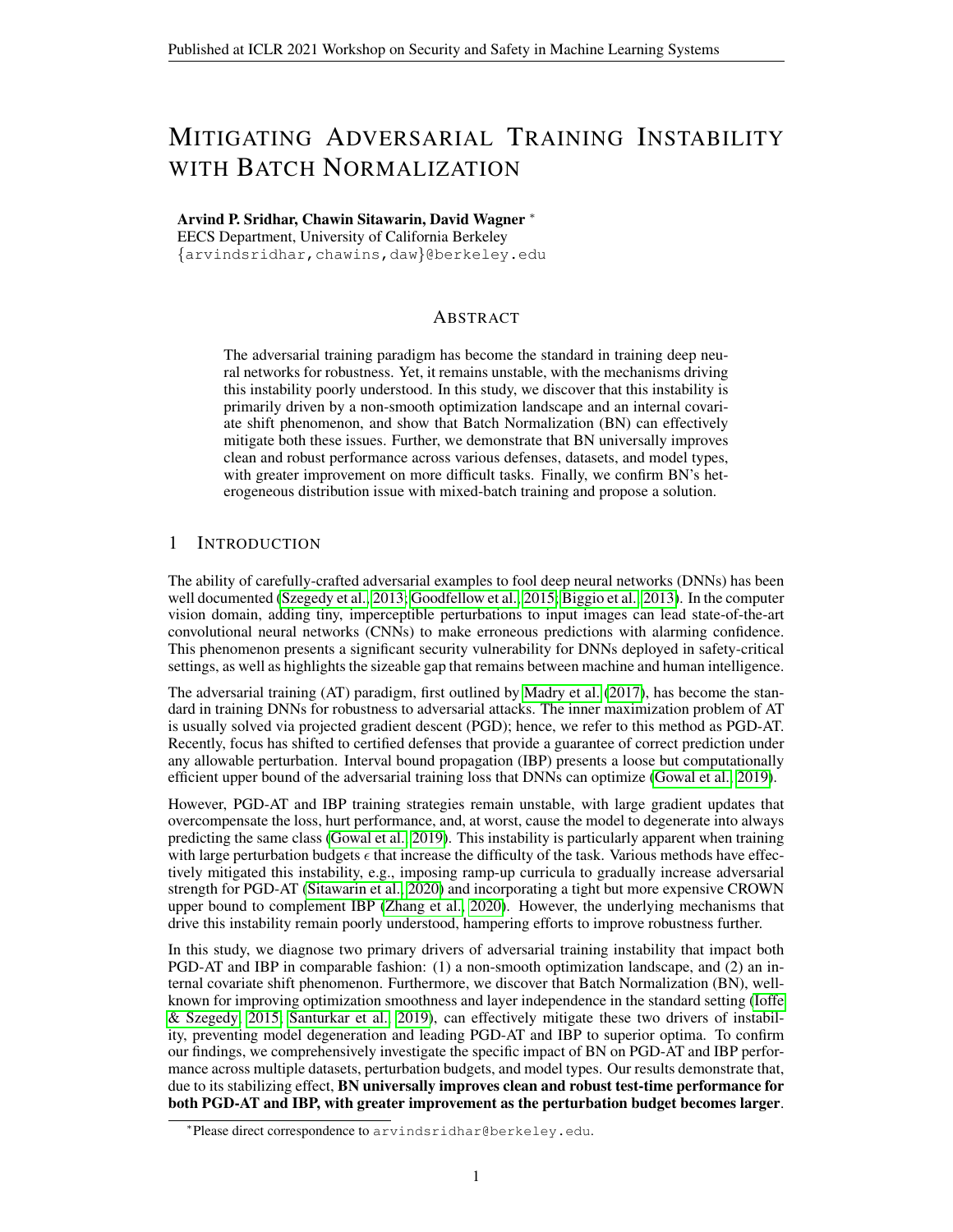# MITIGATING ADVERSARIAL TRAINING INSTABILITY WITH BATCH NORMALIZATION

**Arvind P. Sridhar, Chawin Sitawarin, David Wagner** *
EECS Department, University of California Berkeley
{arvindsridhar,chawins,daw}@berkeley.edu

## ABSTRACT

The adversarial training paradigm has become the standard in training deep neural networks for robustness. Yet, it remains unstable, with the mechanisms driving this instability poorly understood. In this study, we discover that this instability is primarily driven by a non-smooth optimization landscape and an internal covariate shift phenomenon, and show that Batch Normalization (BN) can effectively mitigate both these issues. Further, we demonstrate that BN universally improves clean and robust performance across various defenses, datasets, and model types, with greater improvement on more difficult tasks. Finally, we confirm BN's heterogeneous distribution issue with mixed-batch training and propose a solution.

## 1 INTRODUCTION

The ability of carefully-crafted adversarial examples to fool deep neural networks (DNNs) has been well documented (Szegedy et al., 2013; Goodfellow et al., 2015; Biggio et al., 2013). In the computer vision domain, adding tiny, imperceptible perturbations to input images can lead state-of-the-art convolutional neural networks (CNNs) to make erroneous predictions with alarming confidence. This phenomenon presents a significant security vulnerability for DNNs deployed in safety-critical settings, as well as highlights the sizeable gap that remains between machine and human intelligence.

The adversarial training (AT) paradigm, first outlined by Madry et al. (2017), has become the standard in training DNNs for robustness to adversarial attacks. The inner maximization problem of AT is usually solved via projected gradient descent (PGD); hence, we refer to this method as PGD-AT. Recently, focus has shifted to certified defenses that provide a guarantee of correct prediction under any allowable perturbation. Interval bound propagation (IBP) presents a loose but computationally efficient upper bound of the adversarial training loss that DNNs can optimize (Gowal et al., 2019).

However, PGD-AT and IBP training strategies remain unstable, with large gradient updates that overcompensate the loss, hurt performance, and, at worst, cause the model to degenerate into always predicting the same class (Gowal et al., 2019). This instability is particularly apparent when training with large perturbation budgets $\epsilon$ that increase the difficulty of the task. Various methods have effectively mitigated this instability, e.g., imposing ramp-up curricula to gradually increase adversarial strength for PGD-AT (Sitawarin et al., 2020) and incorporating a tight but more expensive CROWN upper bound to complement IBP (Zhang et al., 2020). However, the underlying mechanisms that drive this instability remain poorly understood, hampering efforts to improve robustness further.

In this study, we diagnose two primary drivers of adversarial training instability that impact both PGD-AT and IBP in comparable fashion: (1) a non-smooth optimization landscape, and (2) an internal covariate shift phenomenon. Furthermore, we discover that Batch Normalization (BN), well-known for improving optimization smoothness and layer independence in the standard setting (Ioffe & Szegedy, 2015; Santurkar et al., 2019), can effectively mitigate these two drivers of instability, preventing model degeneration and leading PGD-AT and IBP to superior optima. To confirm our findings, we comprehensively investigate the specific impact of BN on PGD-AT and IBP performance across multiple datasets, perturbation budgets, and model types. Our results demonstrate that, due to its stabilizing effect, **BN universally improves clean and robust test-time performance for both PGD-AT and IBP, with greater improvement as the perturbation budget becomes larger**.

*Please direct correspondence to arvindsridhar@berkeley.edu.